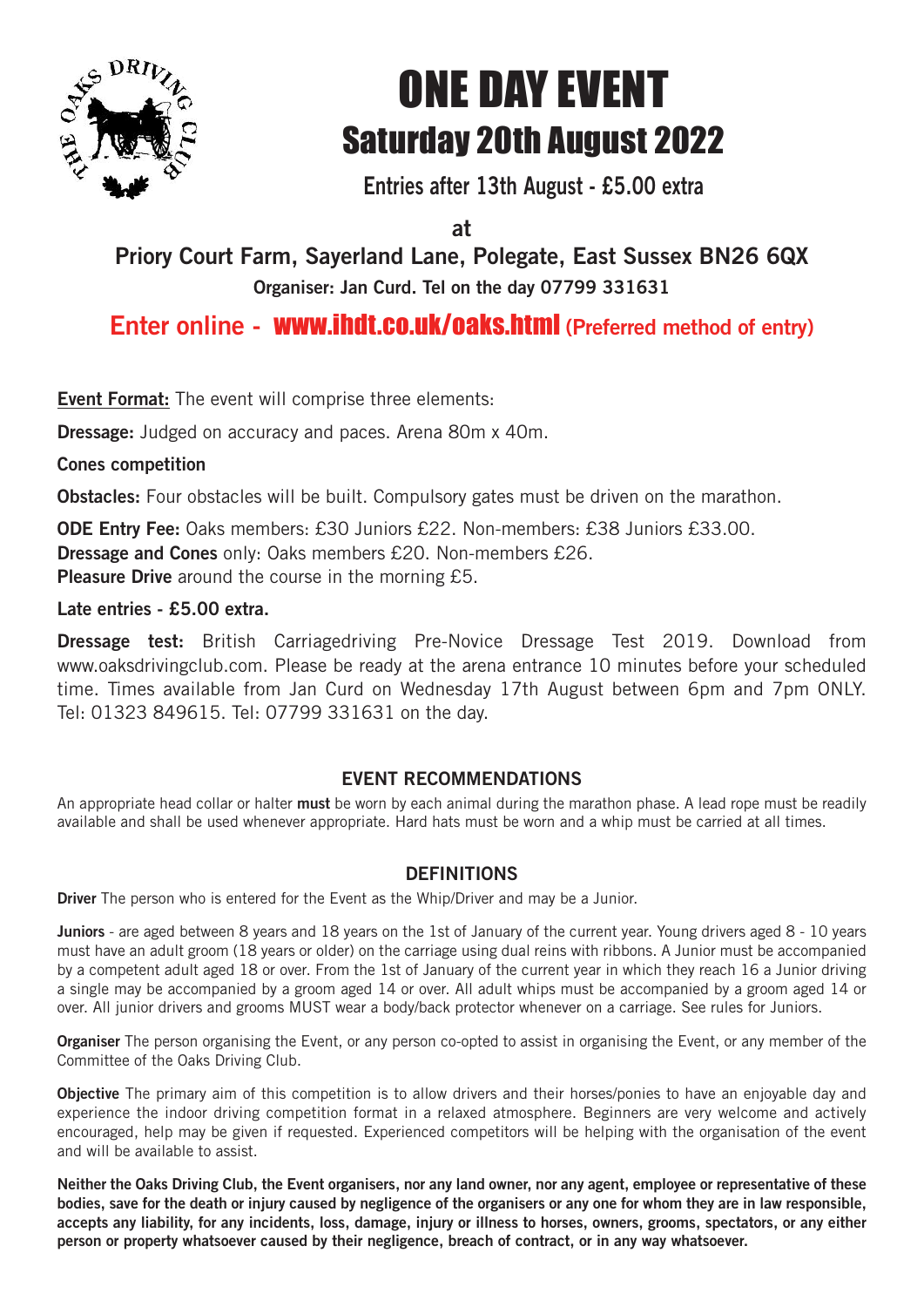# ONE DAY EVENT

## Saturday 20th August 2022

**Entries after 13th August - £5.00 extra**

**at**

**Priory Court Farm, Sayerland Lane, Polegate, East Sussex BN26 6QX**

**Organiser: Jan Curd. Tel on the day 07799 331631**

**Enter online - www.ihdt.co.uk/oaks.html (Preferred method of entry)**

**Event Format:** The event will comprise three elements:

**Dressage:** Judged on accuracy and paces. Arena 80m x 40m.

**Cones competition**

**Obstacles:** Four obstacles will be built. Compulsory gates must be driven on the marathon.

**ODE Entry Fee:** Oaks members: £30 Juniors £22. Non-members: £38 Juniors £33.00.
**Dressage and Cones** only: Oaks members £20. Non-members £26.
**Pleasure Drive** around the course in the morning £5.

**Late entries - £5.00 extra.**

**Dressage test:** British Carriagedriving Pre-Novice Dressage Test 2019. Download from www.oaksdrivingclub.com. Please be ready at the arena entrance 10 minutes before your scheduled time. Times available from Jan Curd on Wednesday 17th August between 6pm and 7pm ONLY. Tel: 01323 849615. Tel: 07799 331631 on the day.

### EVENT RECOMMENDATIONS

An appropriate head collar or halter **must** be worn by each animal during the marathon phase. A lead rope must be readily available and shall be used whenever appropriate. Hard hats must be worn and a whip must be carried at all times.

### DEFINITIONS

**Driver** The person who is entered for the Event as the Whip/Driver and may be a Junior.

**Juniors** - are aged between 8 years and 18 years on the 1st of January of the current year. Young drivers aged 8 - 10 years must have an adult groom (18 years or older) on the carriage using dual reins with ribbons. A Junior must be accompanied by a competent adult aged 18 or over. From the 1st of January of the current year in which they reach 16 a Junior driving a single may be accompanied by a groom aged 14 or over. All adult whips must be accompanied by a groom aged 14 or over. All junior drivers and grooms MUST wear a body/back protector whenever on a carriage. See rules for Juniors.

**Organiser** The person organising the Event, or any person co-opted to assist in organising the Event, or any member of the Committee of the Oaks Driving Club.

**Objective** The primary aim of this competition is to allow drivers and their horses/ponies to have an enjoyable day and experience the indoor driving competition format in a relaxed atmosphere. Beginners are very welcome and actively encouraged, help may be given if requested. Experienced competitors will be helping with the organisation of the event and will be available to assist.

**Neither the Oaks Driving Club, the Event organisers, nor any land owner, nor any agent, employee or representative of these bodies, save for the death or injury caused by negligence of the organisers or any one for whom they are in law responsible, accepts any liability, for any incidents, loss, damage, injury or illness to horses, owners, grooms, spectators, or any either person or property whatsoever caused by their negligence, breach of contract, or in any way whatsoever.**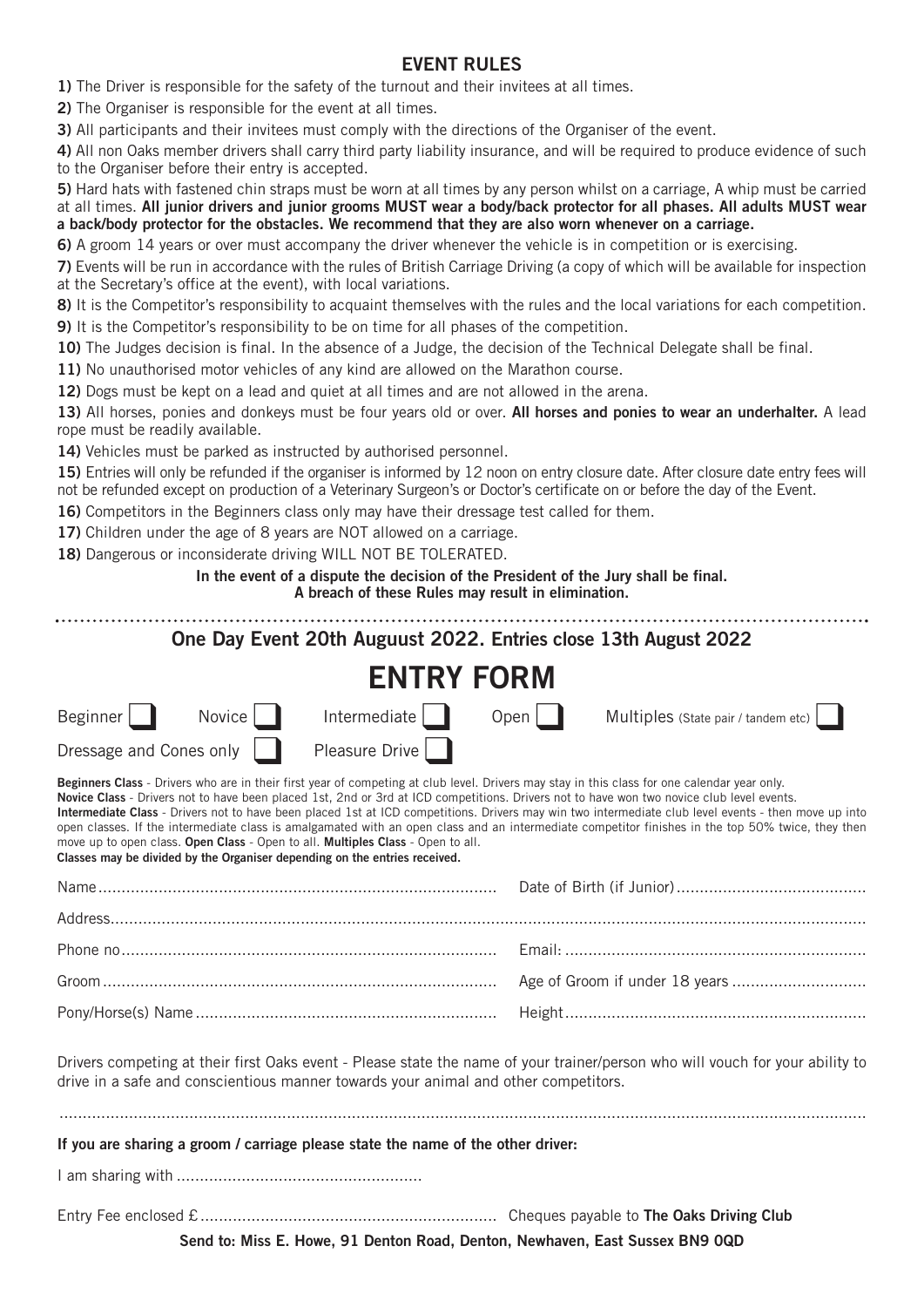## EVENT RULES

**1)** The Driver is responsible for the safety of the turnout and their invitees at all times.

**2)** The Organiser is responsible for the event at all times.

**3)** All participants and their invitees must comply with the directions of the Organiser of the event.

**4)** All non Oaks member drivers shall carry third party liability insurance, and will be required to produce evidence of such to the Organiser before their entry is accepted.

**5)** Hard hats with fastened chin straps must be worn at all times by any person whilst on a carriage, A whip must be carried at all times. **All junior drivers and junior grooms MUST wear a body/back protector for all phases. All adults MUST wear a back/body protector for the obstacles. We recommend that they are also worn whenever on a carriage.**

**6)** A groom 14 years or over must accompany the driver whenever the vehicle is in competition or is exercising.

**7)** Events will be run in accordance with the rules of British Carriage Driving (a copy of which will be available for inspection at the Secretary's office at the event), with local variations.

**8)** It is the Competitor's responsibility to acquaint themselves with the rules and the local variations for each competition.

**9)** It is the Competitor's responsibility to be on time for all phases of the competition.

**10)** The Judges decision is final. In the absence of a Judge, the decision of the Technical Delegate shall be final.

**11)** No unauthorised motor vehicles of any kind are allowed on the Marathon course.

**12)** Dogs must be kept on a lead and quiet at all times and are not allowed in the arena.

**13)** All horses, ponies and donkeys must be four years old or over. **All horses and ponies to wear an underhalter.** A lead rope must be readily available.

**14)** Vehicles must be parked as instructed by authorised personnel.

**15)** Entries will only be refunded if the organiser is informed by 12 noon on entry closure date. After closure date entry fees will not be refunded except on production of a Veterinary Surgeon's or Doctor's certificate on or before the day of the Event.

**16)** Competitors in the Beginners class only may have their dressage test called for them.

**17)** Children under the age of 8 years are NOT allowed on a carriage.

**18)** Dangerous or inconsiderate driving WILL NOT BE TOLERATED.

**In the event of a dispute the decision of the President of the Jury shall be final.**
**A breach of these Rules may result in elimination.**

---

### One Day Event 20th Auguust 2022. Entries close 13th August 2022

# ENTRY FORM

Beginner ☐ Novice ☐ Intermediate ☐ Open ☐ Multiples (State pair / tandem etc) ☐

Dressage and Cones only ☐ Pleasure Drive ☐

**Beginners Class** - Drivers who are in their first year of competing at club level. Drivers may stay in this class for one calendar year only.
**Novice Class** - Drivers not to have been placed 1st, 2nd or 3rd at ICD competitions. Drivers not to have won two novice club level events.
**Intermediate Class** - Drivers not to have been placed 1st at ICD competitions. Drivers may win two intermediate club level events - then move up into open classes. If the intermediate class is amalgamated with an open class and an intermediate competitor finishes in the top 50% twice, then they then move up to open class. **Open Class** - Open to all. **Multiples Class** - Open to all.
**Classes may be divided by the Organiser depending on the entries received.**

Name........................................ Date of Birth (if Junior)........................................

Address........................................................................................

Phone no........................................ Email: ........................................

Groom........................................ Age of Groom if under 18 years ........................................

Pony/Horse(s) Name........................................ Height........................................

Drivers competing at their first Oaks event - Please state the name of your trainer/person who will vouch for your ability to drive in a safe and conscientious manner towards your animal and other competitors.

........................................................................................

**If you are sharing a groom / carriage please state the name of the other driver:**

I am sharing with ........................................

Entry Fee enclosed £........................................ Cheques payable to **The Oaks Driving Club**

**Send to: Miss E. Howe, 91 Denton Road, Denton, Newhaven, East Sussex BN9 0QD**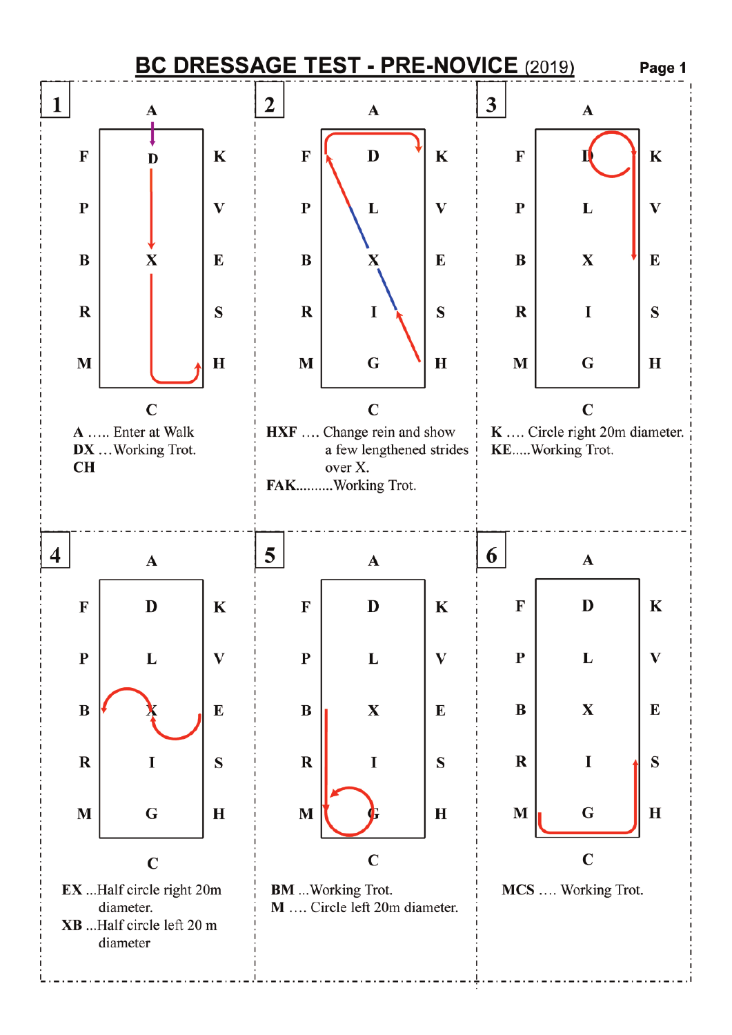# BC DRESSAGE TEST - PRE-NOVICE (2019)

Page 1

## 1

**A** ….. Enter at Walk
**DX** …Working Trot.
**CH**

## 2

**HXF** …. Change rein and show a few lengthened strides over X.
**FAK**……….Working Trot.

## 3

**K** …. Circle right 20m diameter.
**KE**…..Working Trot.

## 4

**EX** …Half circle right 20m diameter.
**XB** …Half circle left 20 m diameter

## 5

**BM** …Working Trot.
**M** …. Circle left 20m diameter.

## 6

**MCS** …. Working Trot.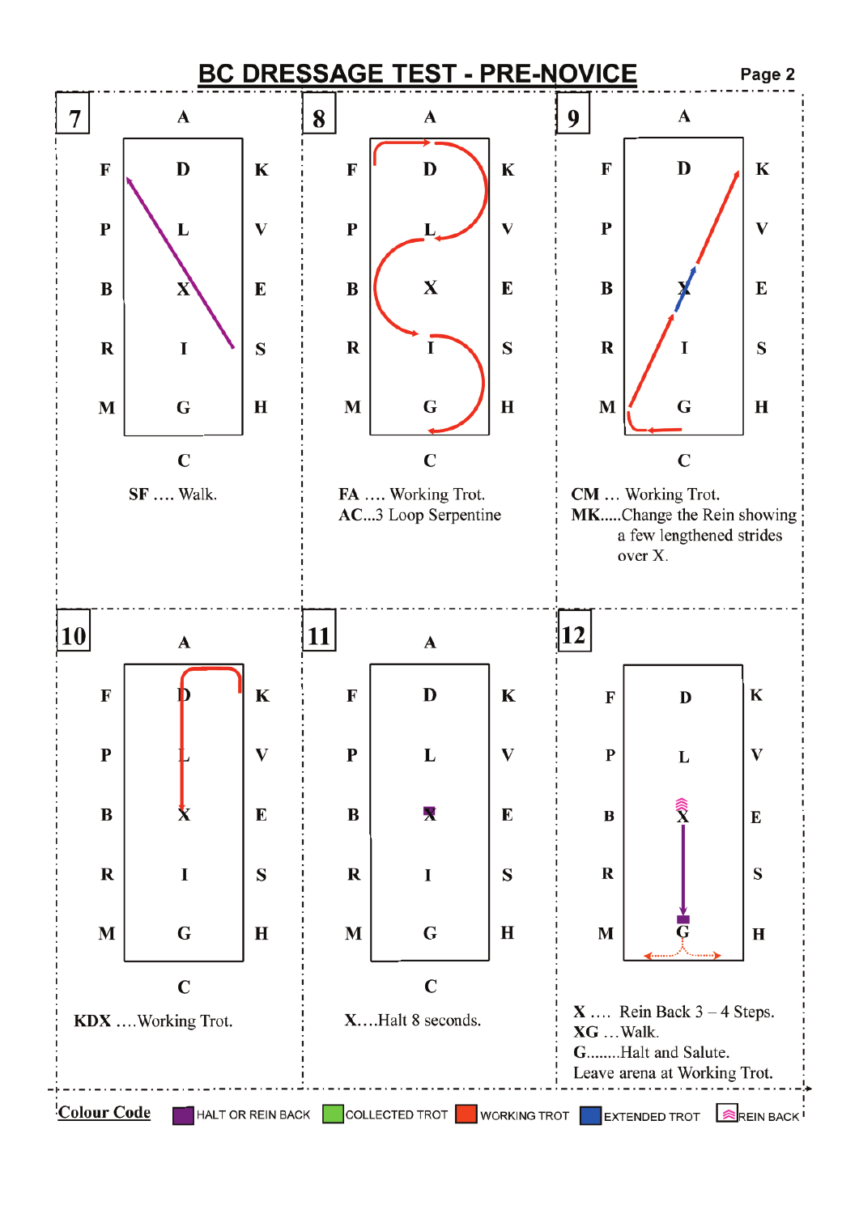# BC DRESSAGE TEST - PRE-NOVICE

**7**

A

F D K
P L V
B X E
R I S
M G H

C

**SF** …. Walk.

**8**

A

F D K
P L V
B X E
R I S
M G H

C

**FA** …. Working Trot.
**AC**...3 Loop Serpentine

**9**

A

F D K
P L V
B X E
R I S
M G H

C

**CM** … Working Trot.
**MK**.....Change the Rein showing a few lengthened strides over X.

**10**

A

F D K
P L V
B X E
R I S
M G H

C

**KDX** ….Working Trot.

**11**

A

F D K
P L V
B X E
R I S
M G H

C

**X**….Halt 8 seconds.

**12**

F D K
P L V
B X E
R S
M G H

**X** …. Rein Back 3 – 4 Steps.
**XG** …Walk.
**G**........Halt and Salute.
Leave arena at Working Trot.

**Colour Code** HALT OR REIN BACK | COLLECTED TROT | WORKING TROT | EXTENDED TROT | REIN BACK